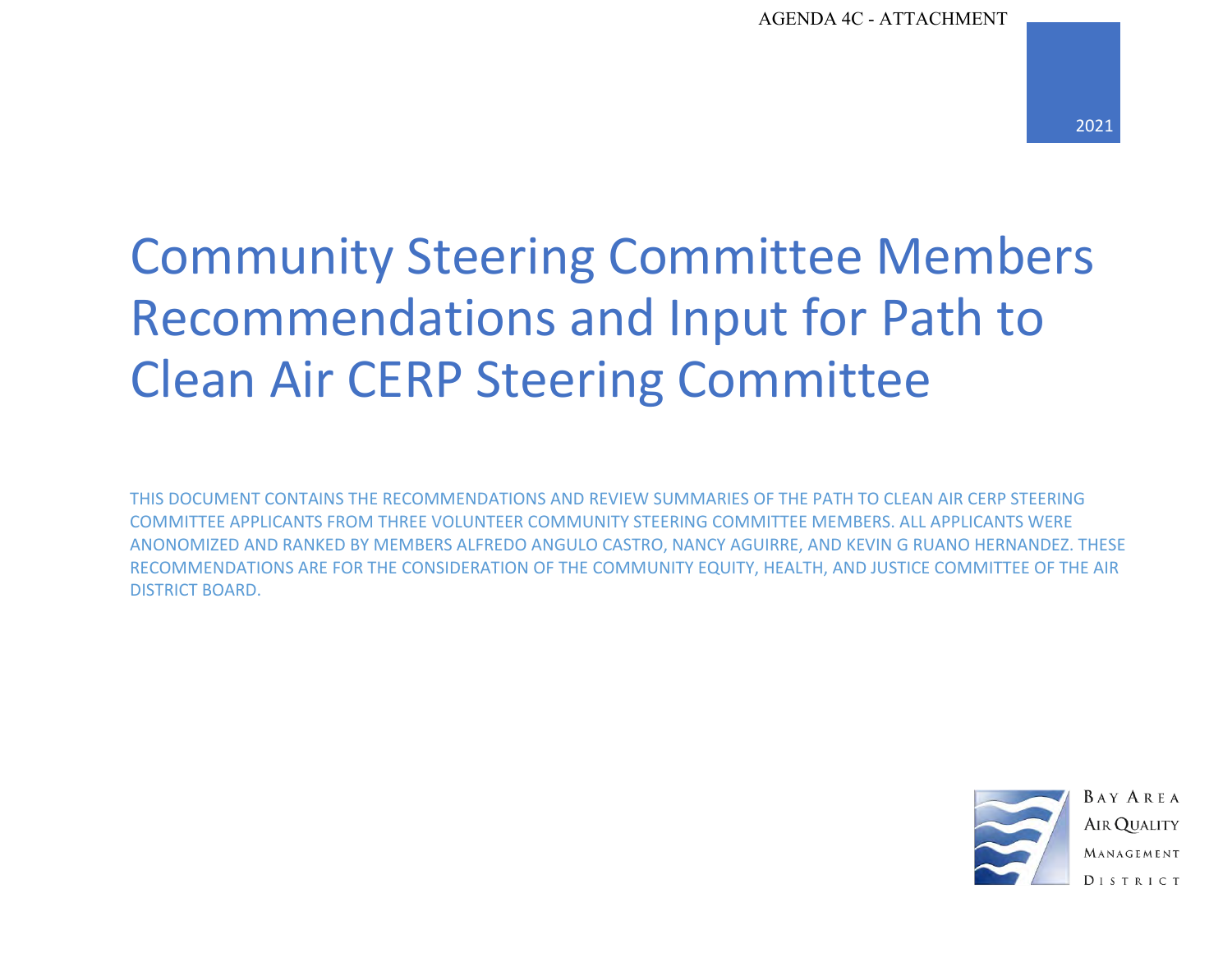AGENDA 4C - ATTACHMENT

2021

# Community Steering Committee Members Recommendations and Input for Path to Clean Air CERP Steering Committee

THIS DOCUMENT CONTAINS THE RECOMMENDATIONS AND REVIEW SUMMARIES OF THE PATH TO CLEAN AIR CERP STEERING COMMITTEE APPLICANTS FROM THREE VOLUNTEER COMMUNITY STEERING COMMITTEE MEMBERS. ALL APPLICANTS WERE ANONOMIZED AND RANKED BY MEMBERS ALFREDO ANGULO CASTRO, NANCY AGUIRRE, AND KEVIN G RUANO HERNANDEZ. THESE RECOMMENDATIONS ARE FOR THE CONSIDERATION OF THE COMMUNITY EQUITY, HEALTH, AND JUSTICE COMMITTEE OF THE AIR DISTRICT BOARD.

BAY AREA AIR QUALITY MANAGEMENT DISTRICT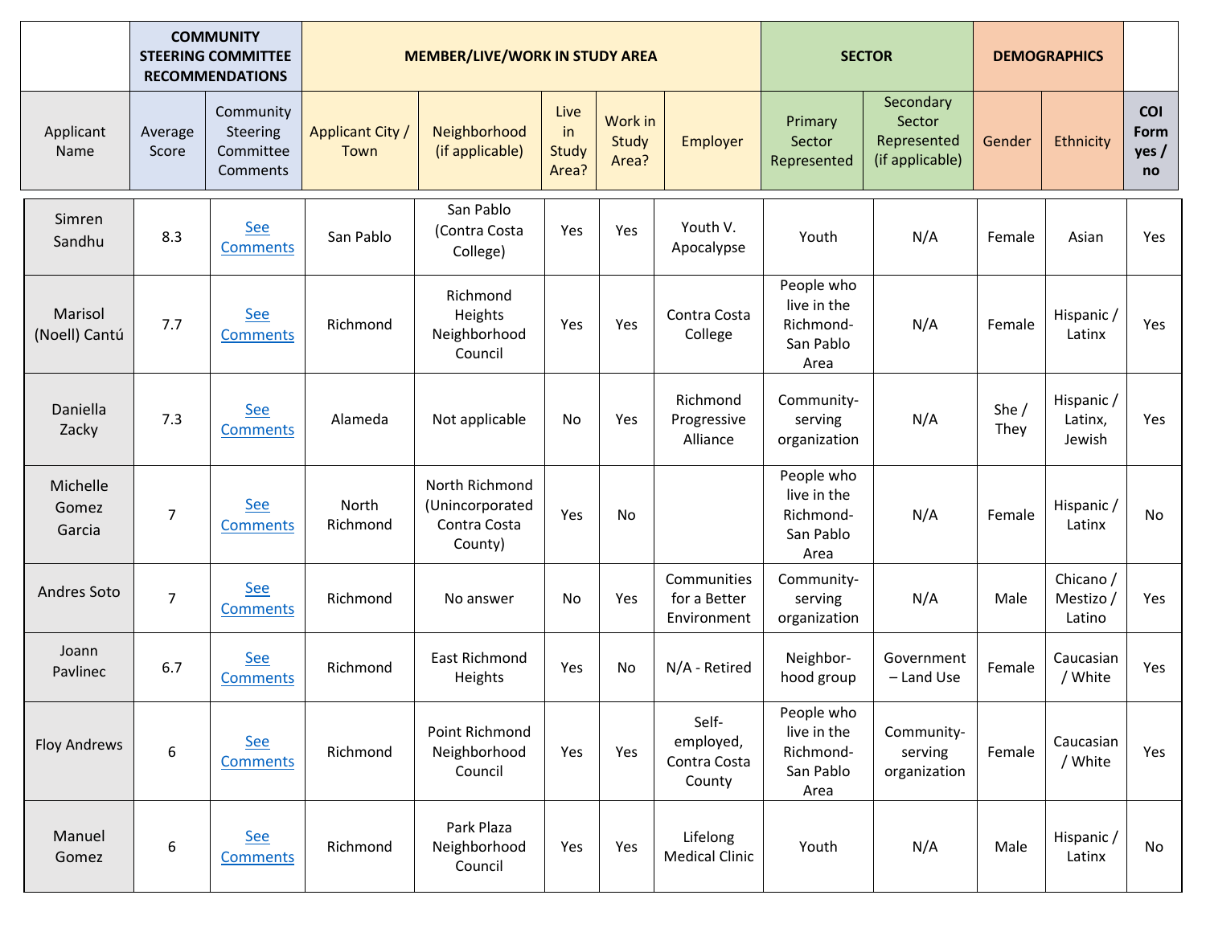| | COMMUNITY STEERING COMMITTEE RECOMMENDATIONS | | MEMBER/LIVE/WORK IN STUDY AREA | | | | | SECTOR | | DEMOGRAPHICS | | |
|---|---|---|---|---|---|---|---|---|---|---|---|---|
| Applicant Name | Average Score | Community Steering Committee Comments | Applicant City / Town | Neighborhood (if applicable) | Live in Study Area? | Work in Study Area? | Employer | Primary Sector Represented | Secondary Sector Represented (if applicable) | Gender | Ethnicity | COI Form yes / no |
| Simren Sandhu | 8.3 | See Comments | San Pablo | San Pablo (Contra Costa College) | Yes | Yes | Youth V. Apocalypse | Youth | N/A | Female | Asian | Yes |
| Marisol (Noell) Cantú | 7.7 | See Comments | Richmond | Richmond Heights Neighborhood Council | Yes | Yes | Contra Costa College | People who live in the Richmond-San Pablo Area | N/A | Female | Hispanic / Latinx | Yes |
| Daniella Zacky | 7.3 | See Comments | Alameda | Not applicable | No | Yes | Richmond Progressive Alliance | Community-serving organization | N/A | She / They | Hispanic / Latinx, Jewish | Yes |
| Michelle Gomez Garcia | 7 | See Comments | North Richmond | North Richmond (Unincorporated Contra Costa County) | Yes | No | | People who live in the Richmond-San Pablo Area | N/A | Female | Hispanic / Latinx | No |
| Andres Soto | 7 | See Comments | Richmond | No answer | No | Yes | Communities for a Better Environment | Community-serving organization | N/A | Male | Chicano / Mestizo / Latino | Yes |
| Joann Pavlinec | 6.7 | See Comments | Richmond | East Richmond Heights | Yes | No | N/A - Retired | Neighbor-hood group | Government – Land Use | Female | Caucasian / White | Yes |
| Floy Andrews | 6 | See Comments | Richmond | Point Richmond Neighborhood Council | Yes | Yes | Self-employed, Contra Costa County | People who live in the Richmond-San Pablo Area | Community-serving organization | Female | Caucasian / White | Yes |
| Manuel Gomez | 6 | See Comments | Richmond | Park Plaza Neighborhood Council | Yes | Yes | Lifelong Medical Clinic | Youth | N/A | Male | Hispanic / Latinx | No |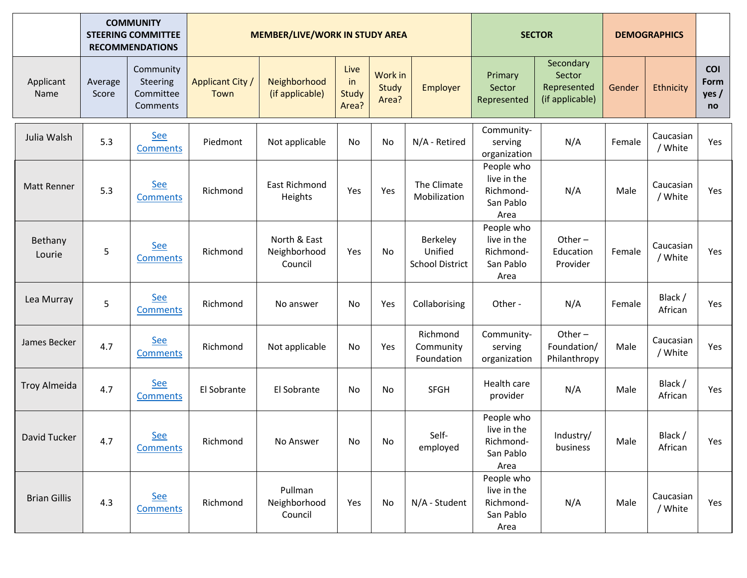| | COMMUNITY STEERING COMMITTEE RECOMMENDATIONS | | MEMBER/LIVE/WORK IN STUDY AREA | | | | | SECTOR | | DEMOGRAPHICS | | |
|---|---|---|---|---|---|---|---|---|---|---|---|---|
| Applicant Name | Average Score | Community Steering Committee Comments | Applicant City / Town | Neighborhood (if applicable) | Live in Study Area? | Work in Study Area? | Employer | Primary Sector Represented | Secondary Sector Represented (if applicable) | Gender | Ethnicity | **COI Form yes / no** |
| Julia Walsh | 5.3 | See Comments | Piedmont | Not applicable | No | No | N/A - Retired | Community-serving organization | N/A | Female | Caucasian / White | Yes |
| Matt Renner | 5.3 | See Comments | Richmond | East Richmond Heights | Yes | Yes | The Climate Mobilization | People who live in the Richmond-San Pablo Area | N/A | Male | Caucasian / White | Yes |
| Bethany Lourie | 5 | See Comments | Richmond | North & East Neighborhood Council | Yes | No | Berkeley Unified School District | People who live in the Richmond-San Pablo Area | Other – Education Provider | Female | Caucasian / White | Yes |
| Lea Murray | 5 | See Comments | Richmond | No answer | No | Yes | Collaborising | Other - | N/A | Female | Black / African | Yes |
| James Becker | 4.7 | See Comments | Richmond | Not applicable | No | Yes | Richmond Community Foundation | Community-serving organization | Other – Foundation/ Philanthropy | Male | Caucasian / White | Yes |
| Troy Almeida | 4.7 | See Comments | El Sobrante | El Sobrante | No | No | SFGH | Health care provider | N/A | Male | Black / African | Yes |
| David Tucker | 4.7 | See Comments | Richmond | No Answer | No | No | Self-employed | People who live in the Richmond-San Pablo Area | Industry/ business | Male | Black / African | Yes |
| Brian Gillis | 4.3 | See Comments | Richmond | Pullman Neighborhood Council | Yes | No | N/A - Student | People who live in the Richmond-San Pablo Area | N/A | Male | Caucasian / White | Yes |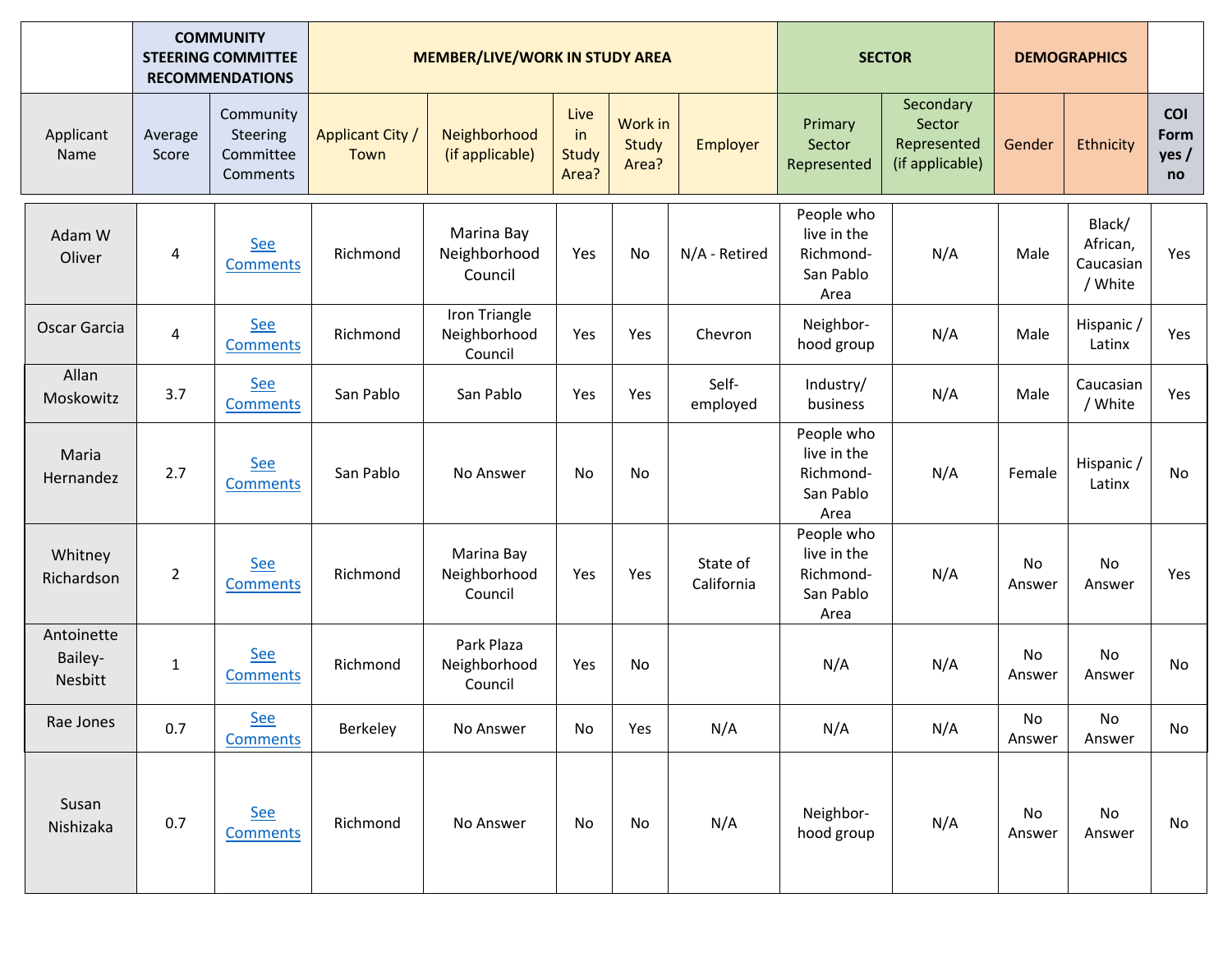| | COMMUNITY STEERING COMMITTEE RECOMMENDATIONS | | MEMBER/LIVE/WORK IN STUDY AREA | | | | | SECTOR | | DEMOGRAPHICS | | |
|---|---|---|---|---|---|---|---|---|---|---|---|---|
| Applicant Name | Average Score | Community Steering Committee Comments | Applicant City / Town | Neighborhood (if applicable) | Live in Study Area? | Work in Study Area? | Employer | Primary Sector Represented | Secondary Sector Represented (if applicable) | Gender | Ethnicity | COI Form yes / no |
| Adam W Oliver | 4 | See Comments | Richmond | Marina Bay Neighborhood Council | Yes | No | N/A - Retired | People who live in the Richmond-San Pablo Area | N/A | Male | Black/ African, Caucasian / White | Yes |
| Oscar Garcia | 4 | See Comments | Richmond | Iron Triangle Neighborhood Council | Yes | Yes | Chevron | Neighbor-hood group | N/A | Male | Hispanic / Latinx | Yes |
| Allan Moskowitz | 3.7 | See Comments | San Pablo | San Pablo | Yes | Yes | Self-employed | Industry/ business | N/A | Male | Caucasian / White | Yes |
| Maria Hernandez | 2.7 | See Comments | San Pablo | No Answer | No | No | | People who live in the Richmond-San Pablo Area | N/A | Female | Hispanic / Latinx | No |
| Whitney Richardson | 2 | See Comments | Richmond | Marina Bay Neighborhood Council | Yes | Yes | State of California | People who live in the Richmond-San Pablo Area | N/A | No Answer | No Answer | Yes |
| Antoinette Bailey-Nesbitt | 1 | See Comments | Richmond | Park Plaza Neighborhood Council | Yes | No | | N/A | N/A | No Answer | No Answer | No |
| Rae Jones | 0.7 | See Comments | Berkeley | No Answer | No | Yes | N/A | N/A | N/A | No Answer | No Answer | No |
| Susan Nishizaka | 0.7 | See Comments | Richmond | No Answer | No | No | N/A | Neighbor-hood group | N/A | No Answer | No Answer | No |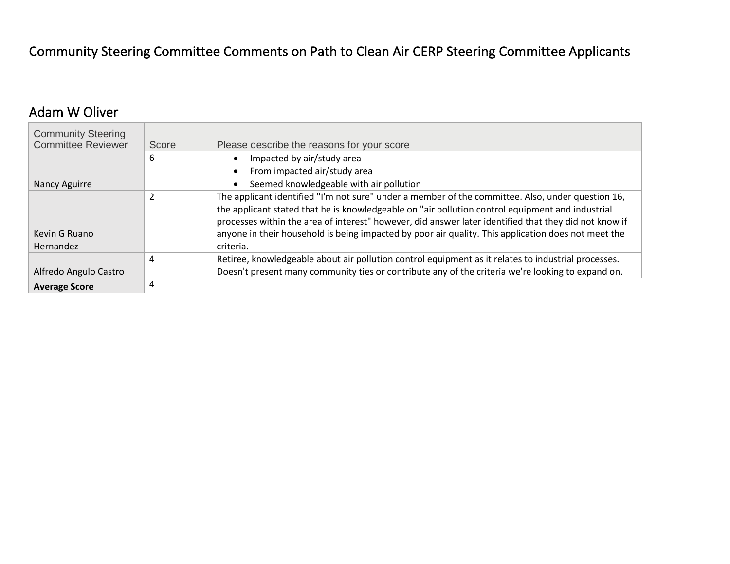# Community Steering Committee Comments on Path to Clean Air CERP Steering Committee Applicants

## Adam W Oliver

| Community Steering Committee Reviewer | Score | Please describe the reasons for your score |
|---|---|---|
| Nancy Aguirre | 6 | • Impacted by air/study area<br>• From impacted air/study area<br>• Seemed knowledgeable with air pollution |
| Kevin G Ruano Hernandez | 2 | The applicant identified "I'm not sure" under a member of the committee. Also, under question 16, the applicant stated that he is knowledgeable on "air pollution control equipment and industrial processes within the area of interest" however, did answer later identified that they did not know if anyone in their household is being impacted by poor air quality. This application does not meet the criteria. |
| Alfredo Angulo Castro | 4 | Retiree, knowledgeable about air pollution control equipment as it relates to industrial processes. Doesn't present many community ties or contribute any of the criteria we're looking to expand on. |
| **Average Score** | 4 | |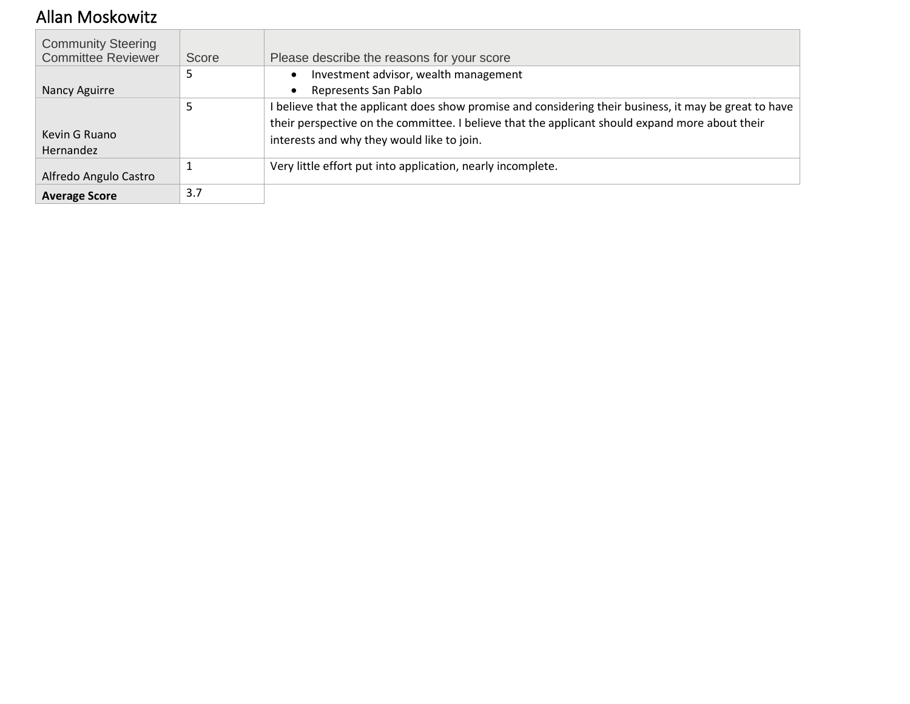## Allan Moskowitz

| Community Steering Committee Reviewer | Score | Please describe the reasons for your score |
|---|---|---|
| Nancy Aguirre | 5 | • Investment advisor, wealth management<br>• Represents San Pablo |
| Kevin G Ruano Hernandez | 5 | I believe that the applicant does show promise and considering their business, it may be great to have their perspective on the committee. I believe that the applicant should expand more about their interests and why they would like to join. |
| Alfredo Angulo Castro | 1 | Very little effort put into application, nearly incomplete. |
| **Average Score** | 3.7 | |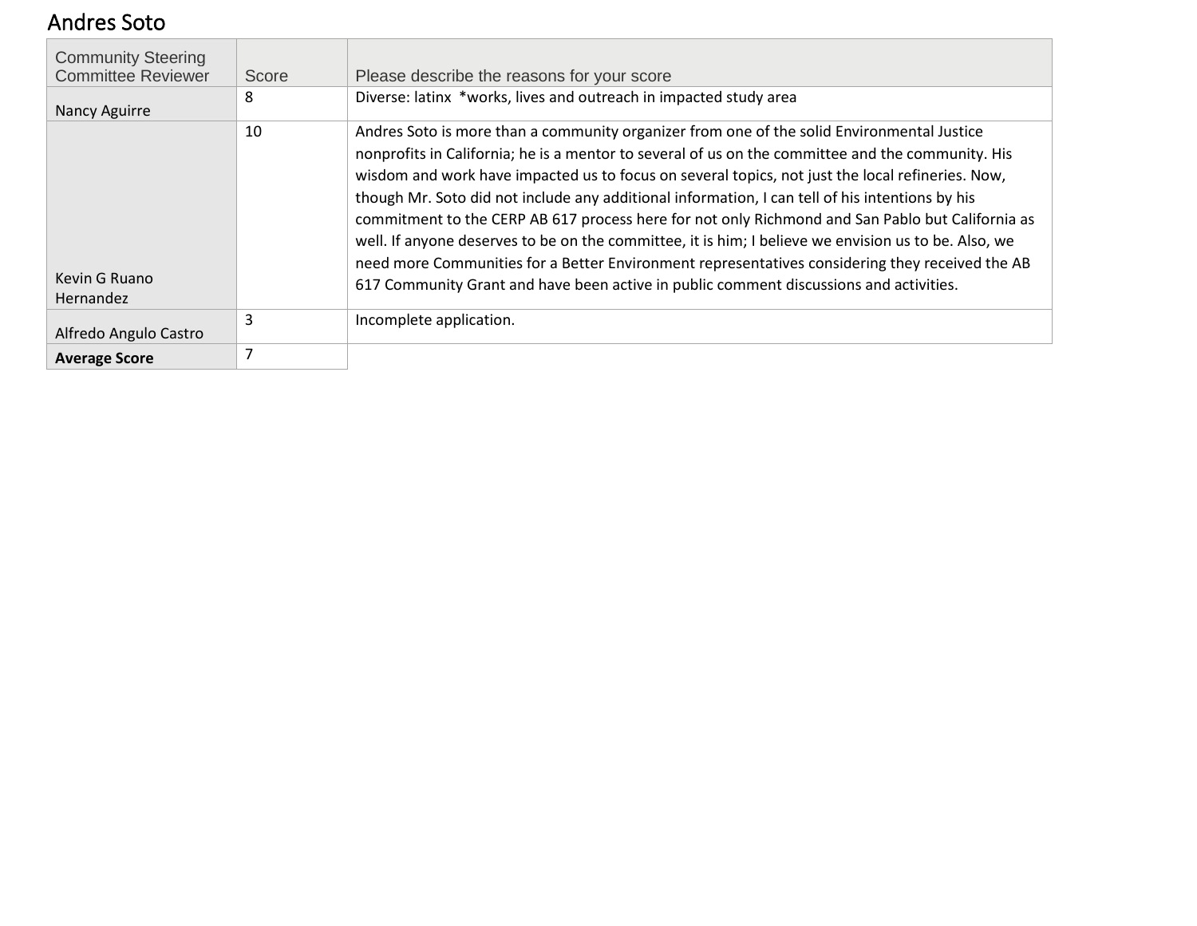# Andres Soto

| Community Steering Committee Reviewer | Score | Please describe the reasons for your score |
|---|---|---|
| Nancy Aguirre | 8 | Diverse: latinx *works, lives and outreach in impacted study area |
| Kevin G Ruano Hernandez | 10 | Andres Soto is more than a community organizer from one of the solid Environmental Justice nonprofits in California; he is a mentor to several of us on the committee and the community. His wisdom and work have impacted us to focus on several topics, not just the local refineries. Now, though Mr. Soto did not include any additional information, I can tell of his intentions by his commitment to the CERP AB 617 process here for not only Richmond and San Pablo but California as well. If anyone deserves to be on the committee, it is him; I believe we envision us to be. Also, we need more Communities for a Better Environment representatives considering they received the AB 617 Community Grant and have been active in public comment discussions and activities. |
| Alfredo Angulo Castro | 3 | Incomplete application. |
| **Average Score** | 7 | |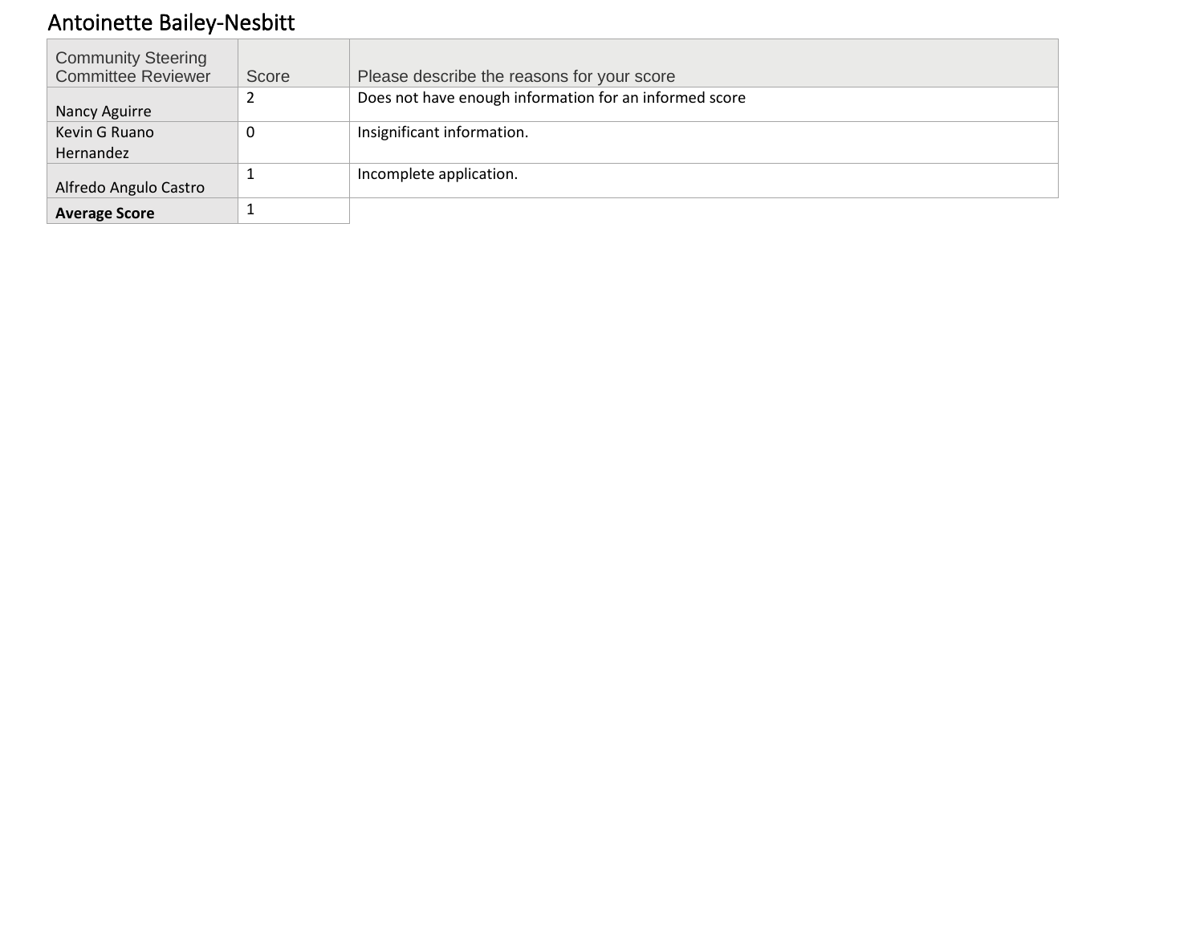# Antoinette Bailey-Nesbitt

| Community Steering Committee Reviewer | Score | Please describe the reasons for your score |
|---|---|---|
| Nancy Aguirre | 2 | Does not have enough information for an informed score |
| Kevin G Ruano Hernandez | 0 | Insignificant information. |
| Alfredo Angulo Castro | 1 | Incomplete application. |
| **Average Score** | 1 | |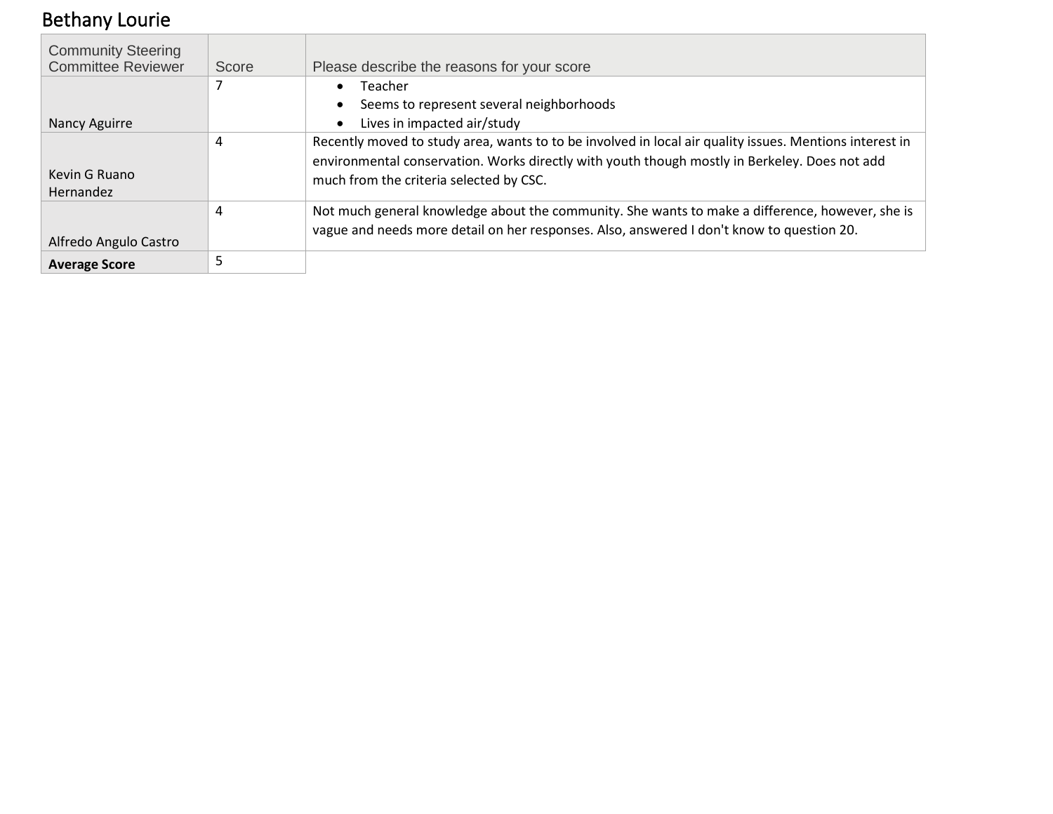# Bethany Lourie

| Community Steering Committee Reviewer | Score | Please describe the reasons for your score |
|---|---|---|
| Nancy Aguirre | 7 | • Teacher<br>• Seems to represent several neighborhoods<br>• Lives in impacted air/study |
| Kevin G Ruano Hernandez | 4 | Recently moved to study area, wants to to be involved in local air quality issues. Mentions interest in environmental conservation. Works directly with youth though mostly in Berkeley. Does not add much from the criteria selected by CSC. |
| Alfredo Angulo Castro | 4 | Not much general knowledge about the community. She wants to make a difference, however, she is vague and needs more detail on her responses. Also, answered I don't know to question 20. |
| **Average Score** | 5 | |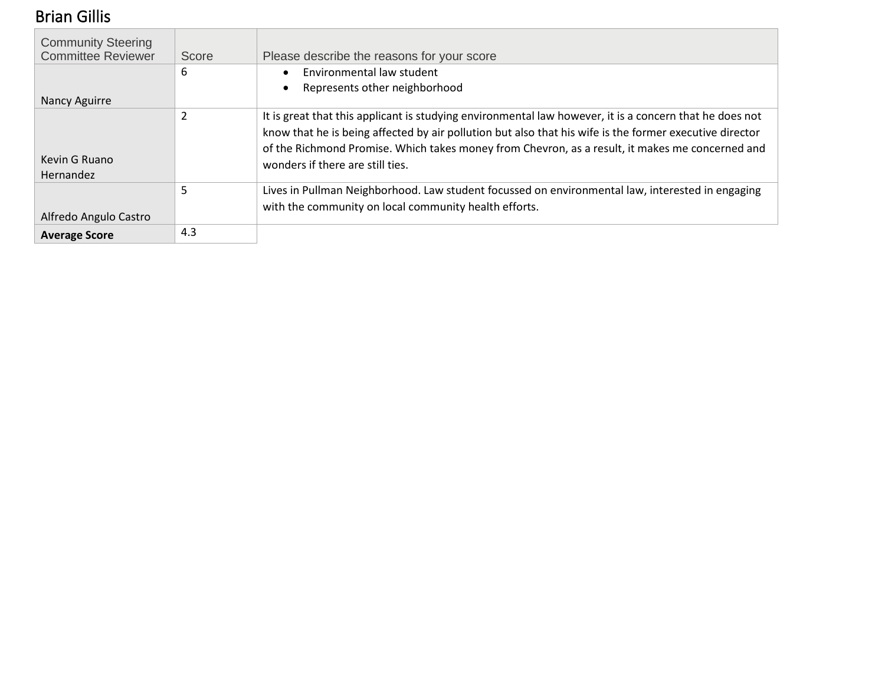# Brian Gillis

| Community Steering Committee Reviewer | Score | Please describe the reasons for your score |
|---|---|---|
| Nancy Aguirre | 6 | • Environmental law student<br>• Represents other neighborhood |
| Kevin G Ruano Hernandez | 2 | It is great that this applicant is studying environmental law however, it is a concern that he does not know that he is being affected by air pollution but also that his wife is the former executive director of the Richmond Promise. Which takes money from Chevron, as a result, it makes me concerned and wonders if there are still ties. |
| Alfredo Angulo Castro | 5 | Lives in Pullman Neighborhood. Law student focussed on environmental law, interested in engaging with the community on local community health efforts. |
| **Average Score** | 4.3 | |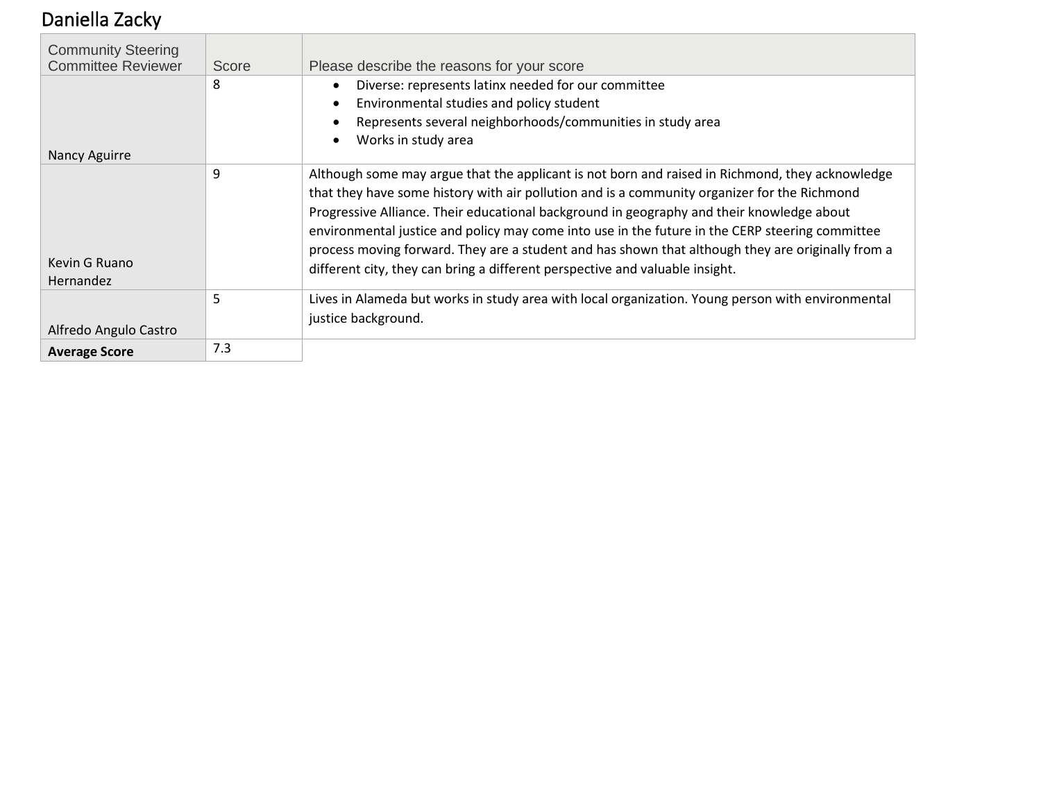# Daniella Zacky

| Community Steering Committee Reviewer | Score | Please describe the reasons for your score |
| --- | --- | --- |
| Nancy Aguirre | 8 | • Diverse: represents latinx needed for our committee<br>• Environmental studies and policy student<br>• Represents several neighborhoods/communities in study area<br>• Works in study area |
| Kevin G Ruano Hernandez | 9 | Although some may argue that the applicant is not born and raised in Richmond, they acknowledge that they have some history with air pollution and is a community organizer for the Richmond Progressive Alliance. Their educational background in geography and their knowledge about environmental justice and policy may come into use in the future in the CERP steering committee process moving forward. They are a student and has shown that although they are originally from a different city, they can bring a different perspective and valuable insight. |
| Alfredo Angulo Castro | 5 | Lives in Alameda but works in study area with local organization. Young person with environmental justice background. |
| **Average Score** | 7.3 | |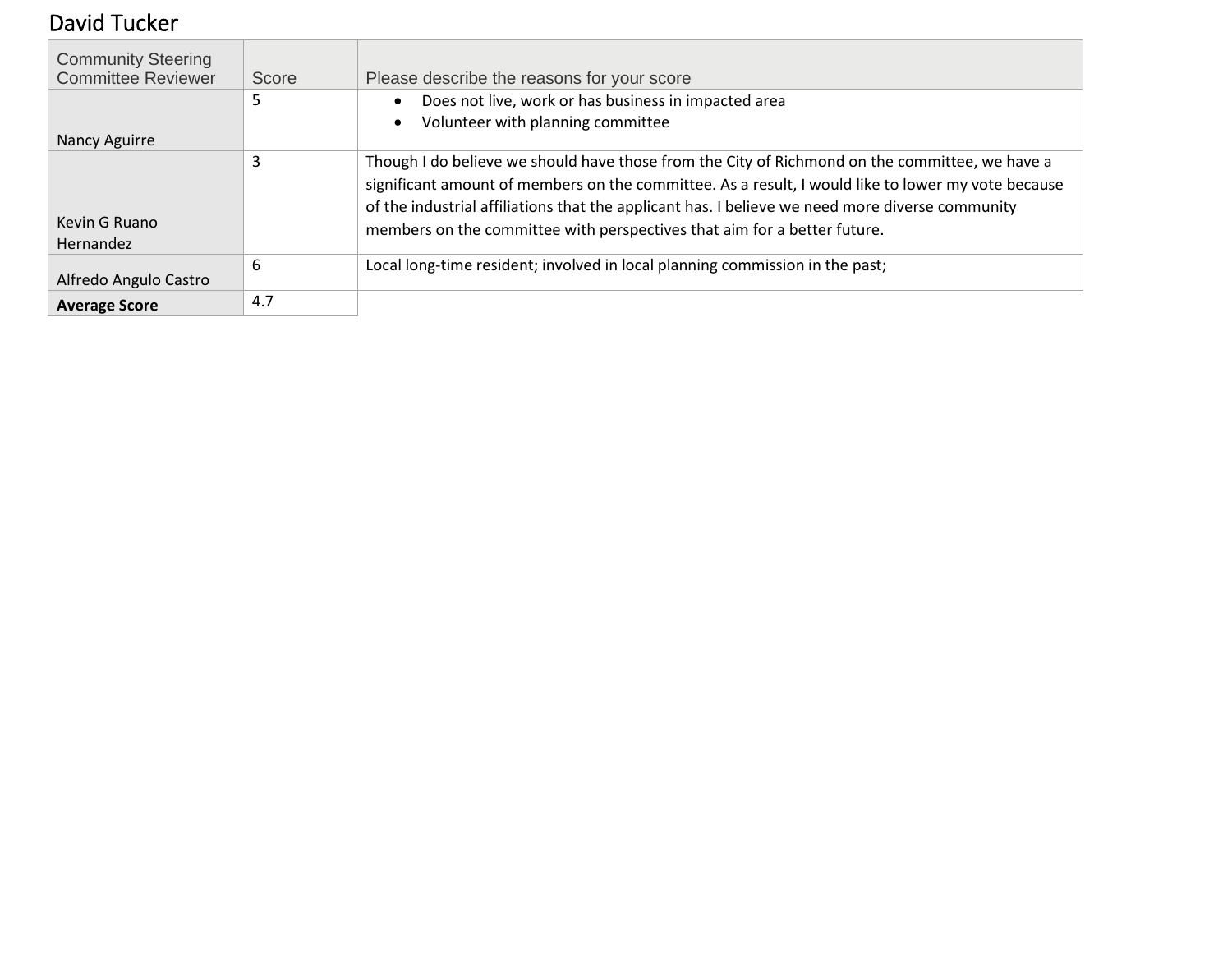## David Tucker

| Community Steering Committee Reviewer | Score | Please describe the reasons for your score |
| --- | --- | --- |
| Nancy Aguirre | 5 | • Does not live, work or has business in impacted area<br>• Volunteer with planning committee |
| Kevin G Ruano Hernandez | 3 | Though I do believe we should have those from the City of Richmond on the committee, we have a significant amount of members on the committee. As a result, I would like to lower my vote because of the industrial affiliations that the applicant has. I believe we need more diverse community members on the committee with perspectives that aim for a better future. |
| Alfredo Angulo Castro | 6 | Local long-time resident; involved in local planning commission in the past; |
| **Average Score** | 4.7 | |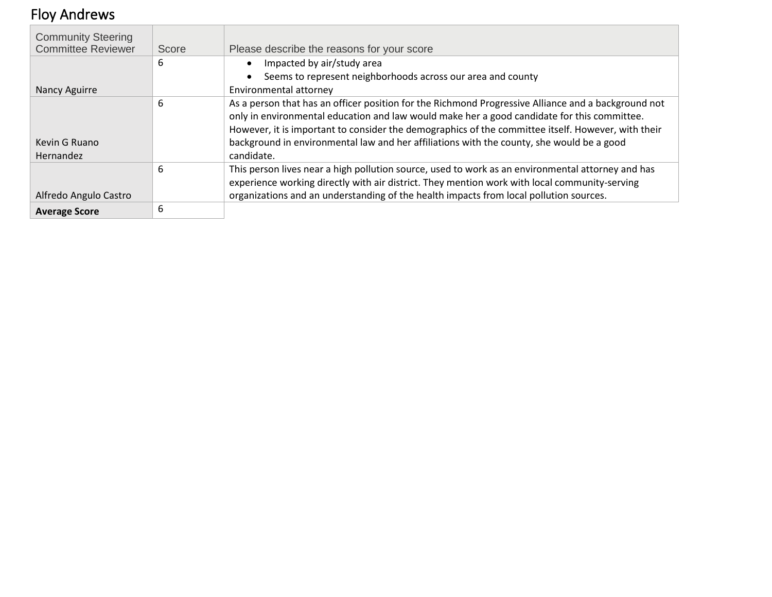## Floy Andrews

| Community Steering Committee Reviewer | Score | Please describe the reasons for your score |
|---|---|---|
| Nancy Aguirre | 6 | • Impacted by air/study area<br>• Seems to represent neighborhoods across our area and county<br>Environmental attorney |
| Kevin G Ruano Hernandez | 6 | As a person that has an officer position for the Richmond Progressive Alliance and a background not only in environmental education and law would make her a good candidate for this committee. However, it is important to consider the demographics of the committee itself. However, with their background in environmental law and her affiliations with the county, she would be a good candidate. |
| Alfredo Angulo Castro | 6 | This person lives near a high pollution source, used to work as an environmental attorney and has experience working directly with air district. They mention work with local community-serving organizations and an understanding of the health impacts from local pollution sources. |
| **Average Score** | 6 | |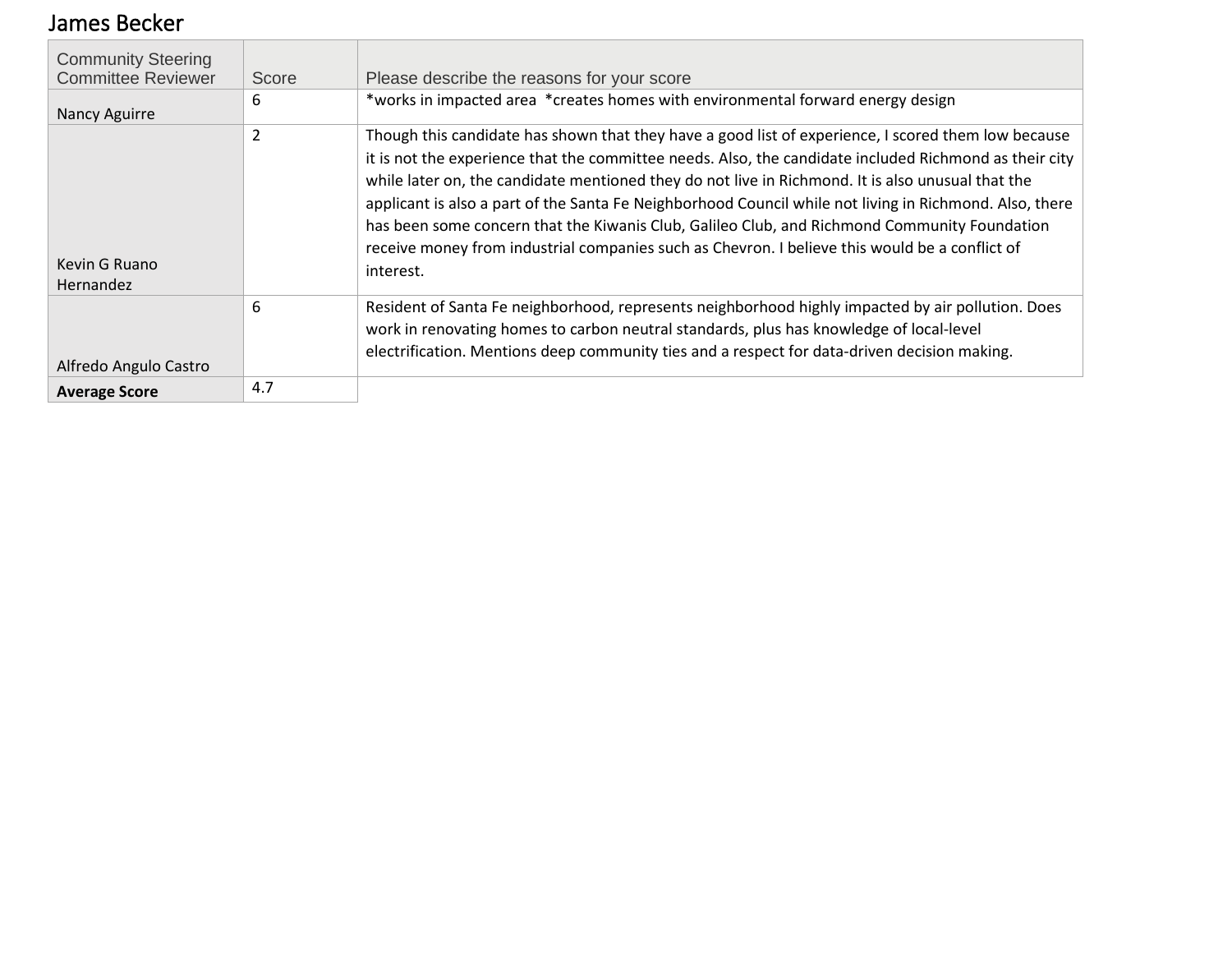# James Becker

| Community Steering Committee Reviewer | Score | Please describe the reasons for your score |
|---|---|---|
| Nancy Aguirre | 6 | *works in impacted area *creates homes with environmental forward energy design |
| Kevin G Ruano Hernandez | 2 | Though this candidate has shown that they have a good list of experience, I scored them low because it is not the experience that the committee needs. Also, the candidate included Richmond as their city while later on, the candidate mentioned they do not live in Richmond. It is also unusual that the applicant is also a part of the Santa Fe Neighborhood Council while not living in Richmond. Also, there has been some concern that the Kiwanis Club, Galileo Club, and Richmond Community Foundation receive money from industrial companies such as Chevron. I believe this would be a conflict of interest. |
| Alfredo Angulo Castro | 6 | Resident of Santa Fe neighborhood, represents neighborhood highly impacted by air pollution. Does work in renovating homes to carbon neutral standards, plus has knowledge of local-level electrification. Mentions deep community ties and a respect for data-driven decision making. |
| **Average Score** | 4.7 | |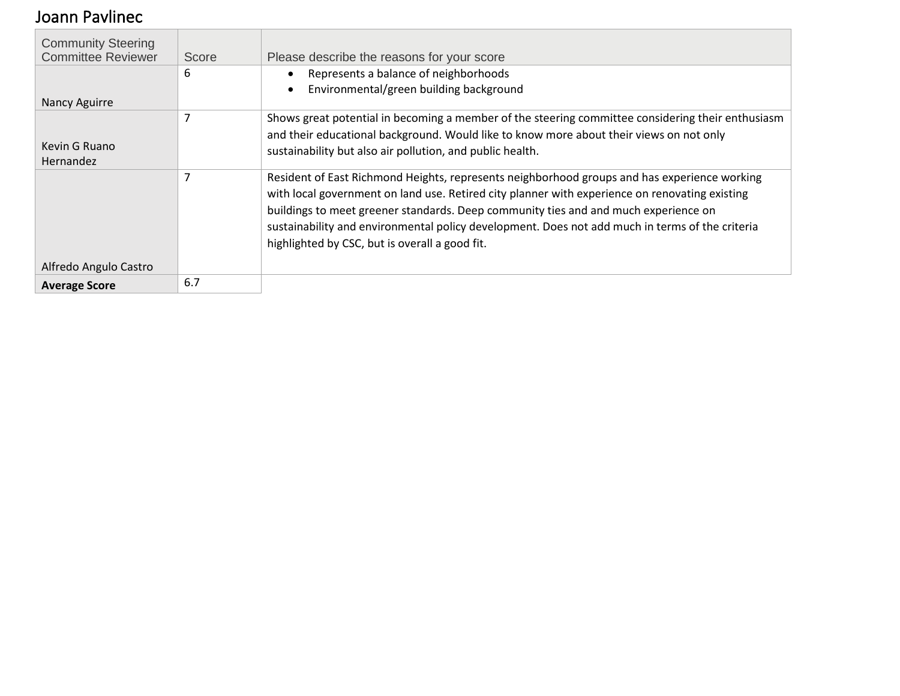# Joann Pavlinec

| Community Steering Committee Reviewer | Score | Please describe the reasons for your score |
|---|---|---|
| Nancy Aguirre | 6 | • Represents a balance of neighborhoods<br>• Environmental/green building background |
| Kevin G Ruano Hernandez | 7 | Shows great potential in becoming a member of the steering committee considering their enthusiasm and their educational background. Would like to know more about their views on not only sustainability but also air pollution, and public health. |
| Alfredo Angulo Castro | 7 | Resident of East Richmond Heights, represents neighborhood groups and has experience working with local government on land use. Retired city planner with experience on renovating existing buildings to meet greener standards. Deep community ties and and much experience on sustainability and environmental policy development. Does not add much in terms of the criteria highlighted by CSC, but is overall a good fit. |
| **Average Score** | 6.7 | |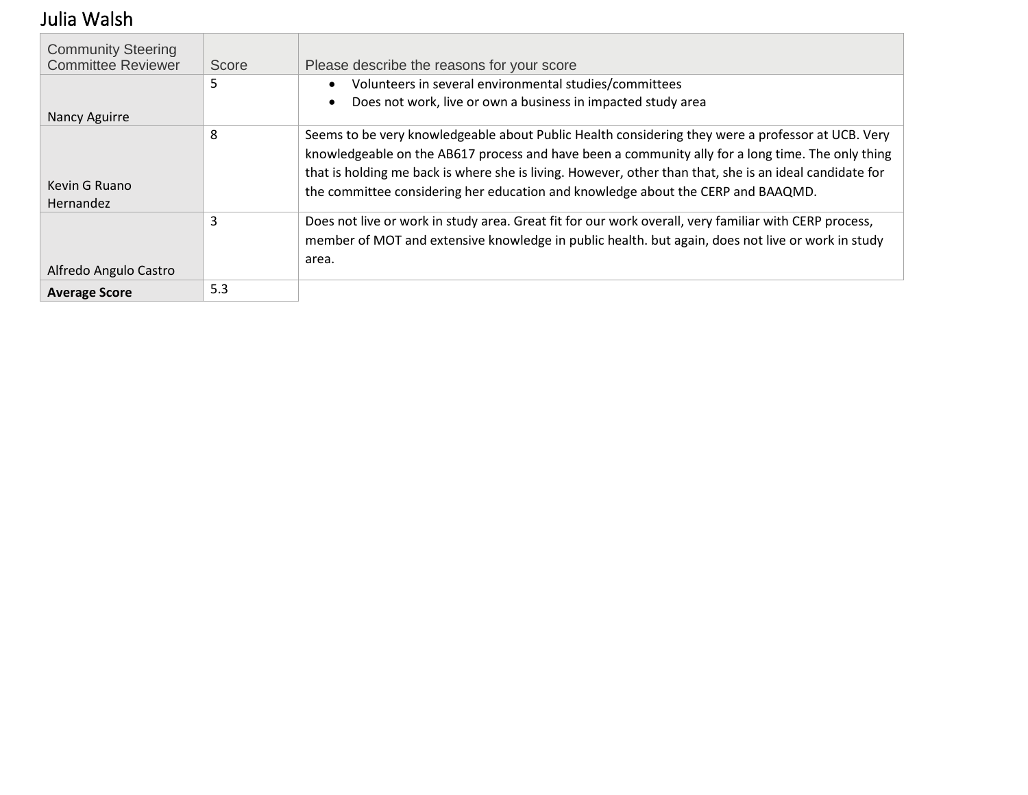# Julia Walsh

| Community Steering Committee Reviewer | Score | Please describe the reasons for your score |
|---|---|---|
| Nancy Aguirre | 5 | • Volunteers in several environmental studies/committees<br>• Does not work, live or own a business in impacted study area |
| Kevin G Ruano Hernandez | 8 | Seems to be very knowledgeable about Public Health considering they were a professor at UCB. Very knowledgeable on the AB617 process and have been a community ally for a long time. The only thing that is holding me back is where she is living. However, other than that, she is an ideal candidate for the committee considering her education and knowledge about the CERP and BAAQMD. |
| Alfredo Angulo Castro | 3 | Does not live or work in study area. Great fit for our work overall, very familiar with CERP process, member of MOT and extensive knowledge in public health. but again, does not live or work in study area. |
| **Average Score** | 5.3 | |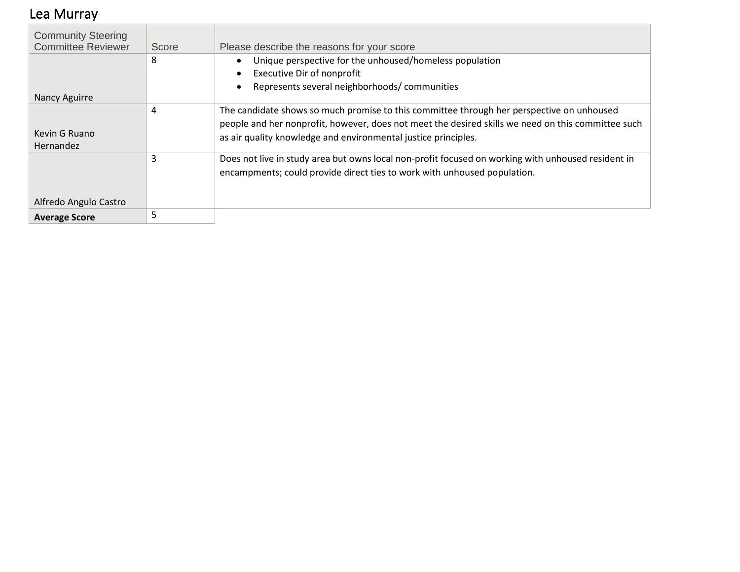## Lea Murray

| Community Steering Committee Reviewer | Score | Please describe the reasons for your score |
|---|---|---|
| Nancy Aguirre | 8 | • Unique perspective for the unhoused/homeless population<br>• Executive Dir of nonprofit<br>• Represents several neighborhoods/ communities |
| Kevin G Ruano Hernandez | 4 | The candidate shows so much promise to this committee through her perspective on unhoused people and her nonprofit, however, does not meet the desired skills we need on this committee such as air quality knowledge and environmental justice principles. |
| Alfredo Angulo Castro | 3 | Does not live in study area but owns local non-profit focused on working with unhoused resident in encampments; could provide direct ties to work with unhoused population. |
| **Average Score** | 5 | |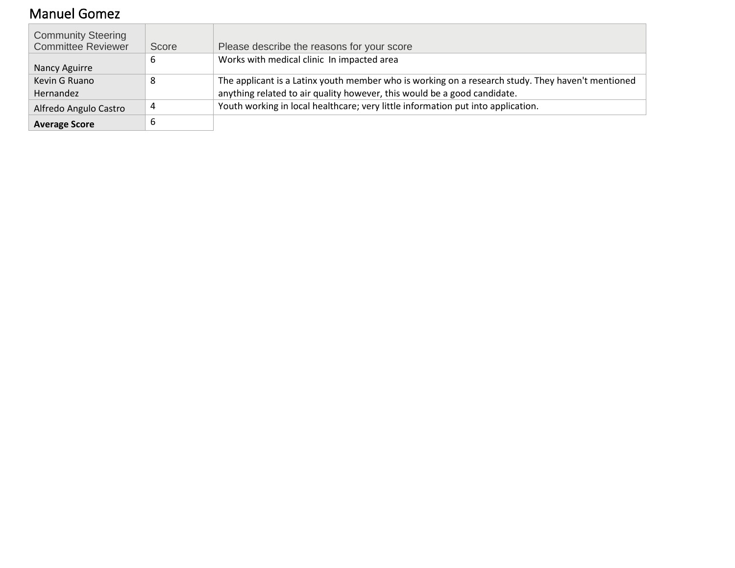# Manuel Gomez

| Community Steering Committee Reviewer | Score | Please describe the reasons for your score |
|---|---|---|
| Nancy Aguirre | 6 | Works with medical clinic  In impacted area |
| Kevin G Ruano Hernandez | 8 | The applicant is a Latinx youth member who is working on a research study. They haven't mentioned anything related to air quality however, this would be a good candidate. |
| Alfredo Angulo Castro | 4 | Youth working in local healthcare; very little information put into application. |
| **Average Score** | 6 | |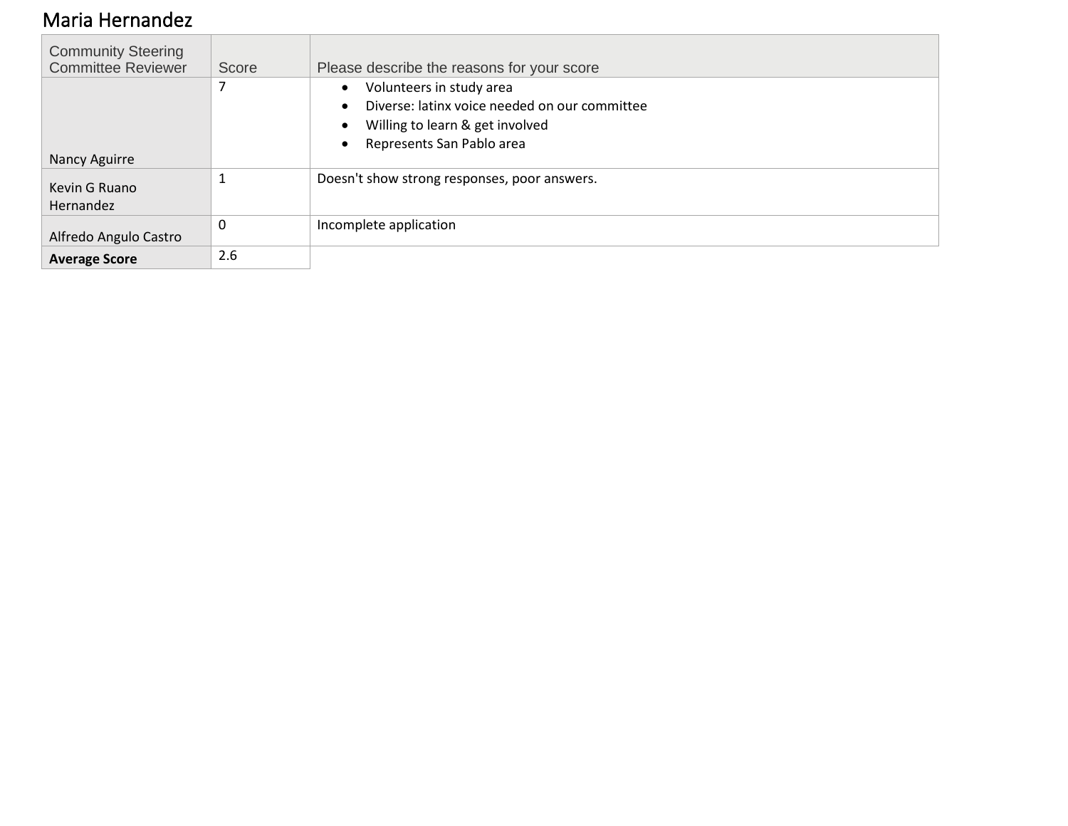# Maria Hernandez

| Community Steering Committee Reviewer | Score | Please describe the reasons for your score |
|---|---|---|
| Nancy Aguirre | 7 | • Volunteers in study area<br>• Diverse: latinx voice needed on our committee<br>• Willing to learn & get involved<br>• Represents San Pablo area |
| Kevin G Ruano Hernandez | 1 | Doesn't show strong responses, poor answers. |
| Alfredo Angulo Castro | 0 | Incomplete application |
| **Average Score** | 2.6 | |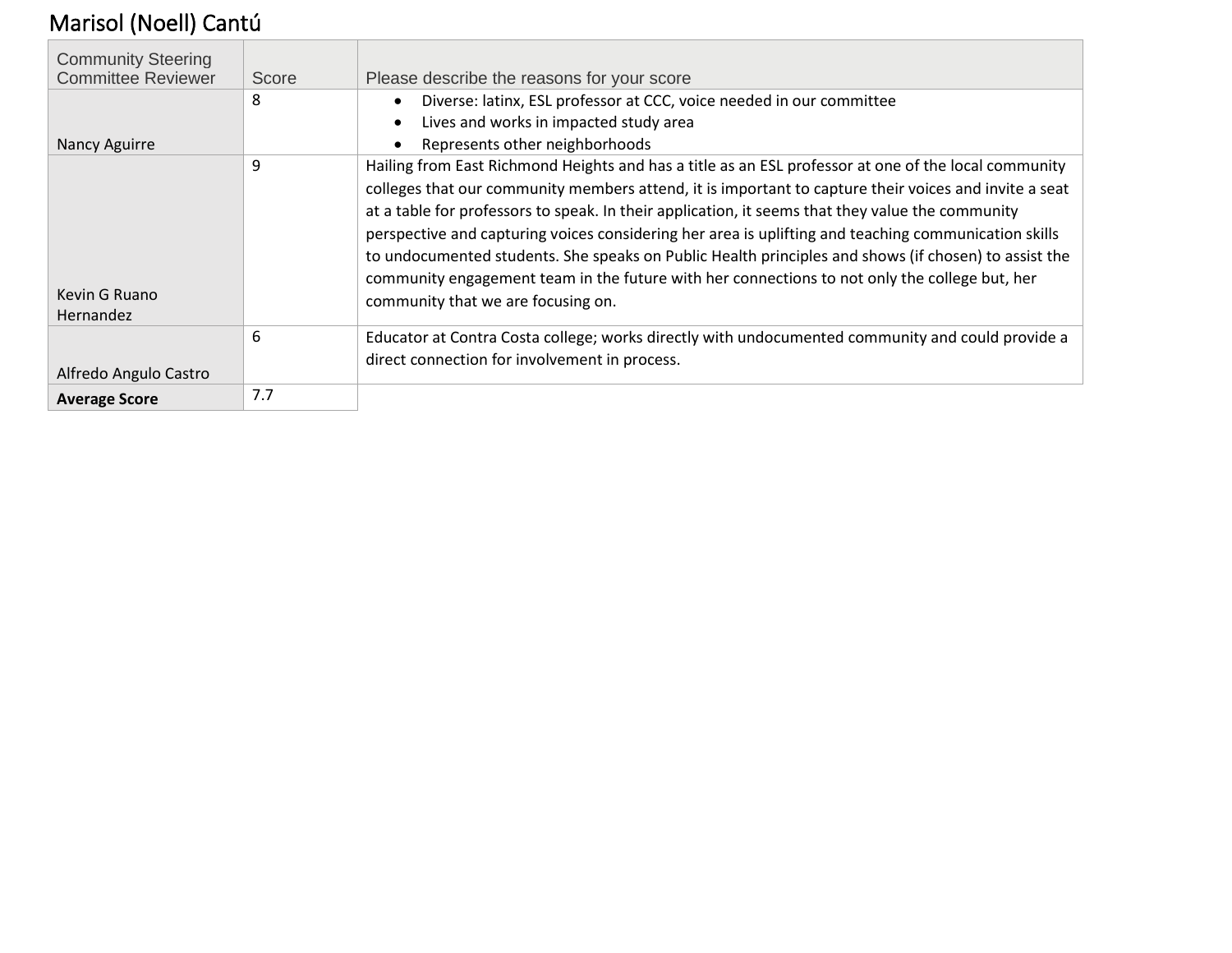# Marisol (Noell) Cantú

| Community Steering Committee Reviewer | Score | Please describe the reasons for your score |
|---|---|---|
| Nancy Aguirre | 8 | • Diverse: latinx, ESL professor at CCC, voice needed in our committee<br>• Lives and works in impacted study area<br>• Represents other neighborhoods |
| Kevin G Ruano Hernandez | 9 | Hailing from East Richmond Heights and has a title as an ESL professor at one of the local community colleges that our community members attend, it is important to capture their voices and invite a seat at a table for professors to speak. In their application, it seems that they value the community perspective and capturing voices considering her area is uplifting and teaching communication skills to undocumented students. She speaks on Public Health principles and shows (if chosen) to assist the community engagement team in the future with her connections to not only the college but, her community that we are focusing on. |
| Alfredo Angulo Castro | 6 | Educator at Contra Costa college; works directly with undocumented community and could provide a direct connection for involvement in process. |
| **Average Score** | 7.7 | |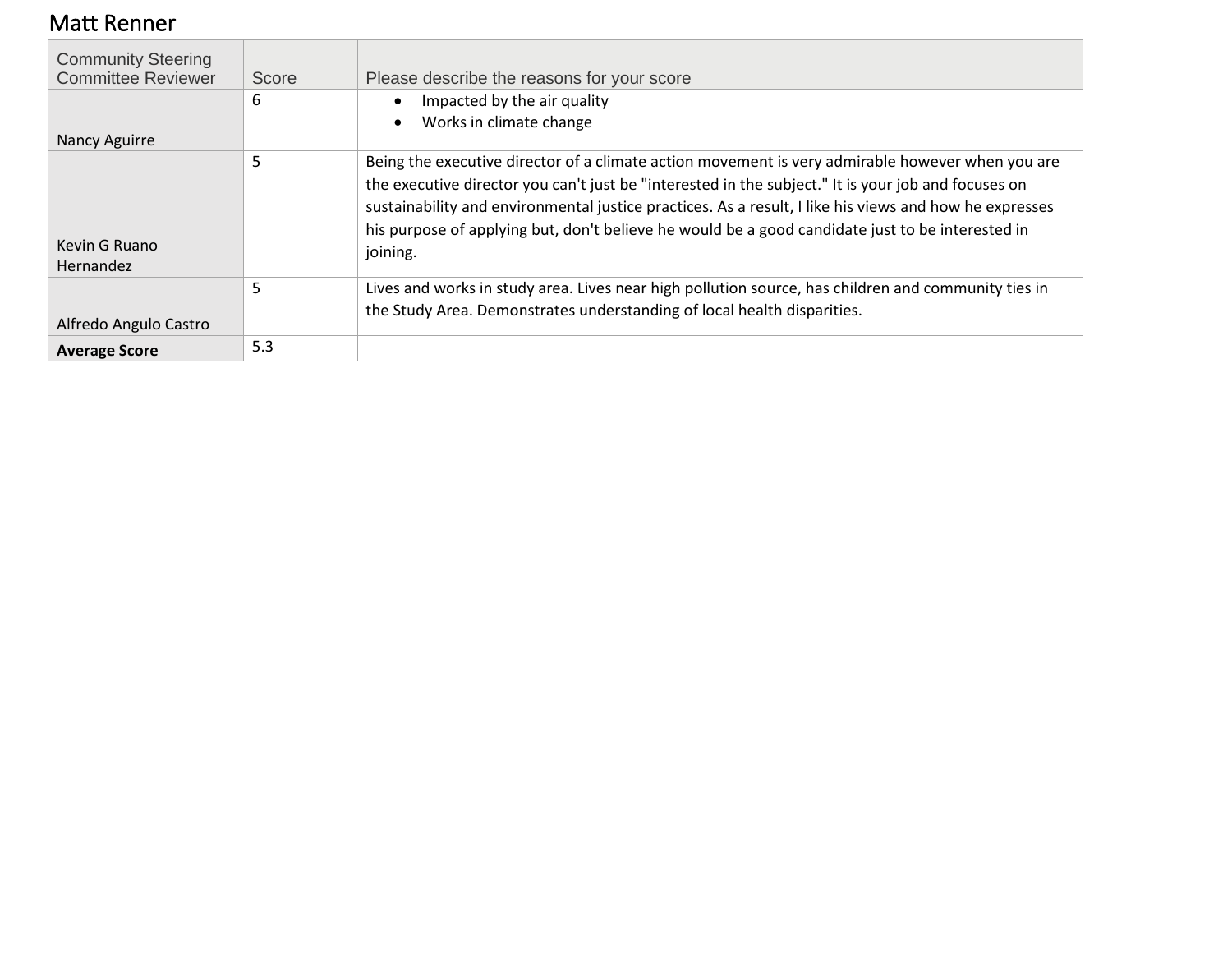# Matt Renner

| Community Steering Committee Reviewer | Score | Please describe the reasons for your score |
|---|---|---|
| Nancy Aguirre | 6 | • Impacted by the air quality<br>• Works in climate change |
| Kevin G Ruano Hernandez | 5 | Being the executive director of a climate action movement is very admirable however when you are the executive director you can't just be "interested in the subject." It is your job and focuses on sustainability and environmental justice practices. As a result, I like his views and how he expresses his purpose of applying but, don't believe he would be a good candidate just to be interested in joining. |
| Alfredo Angulo Castro | 5 | Lives and works in study area. Lives near high pollution source, has children and community ties in the Study Area. Demonstrates understanding of local health disparities. |
| **Average Score** | 5.3 | |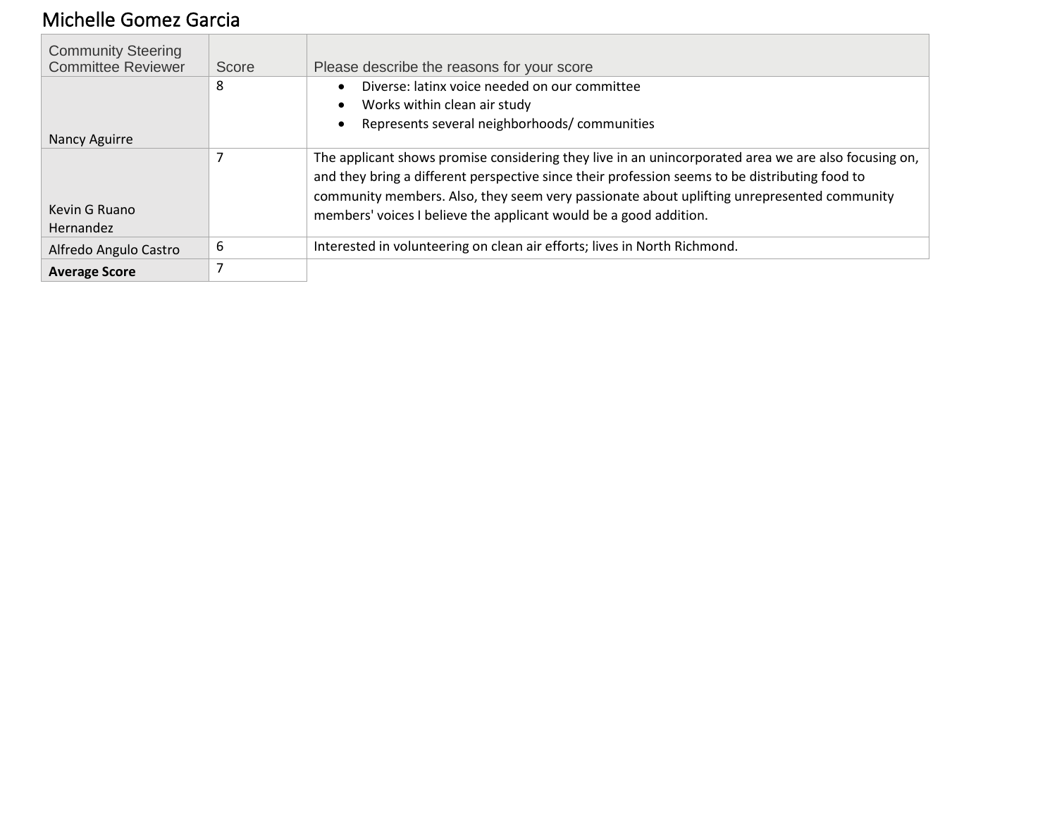# Michelle Gomez Garcia

| Community Steering Committee Reviewer | Score | Please describe the reasons for your score |
|---|---|---|
| Nancy Aguirre | 8 | • Diverse: latinx voice needed on our committee<br>• Works within clean air study<br>• Represents several neighborhoods/ communities |
| Kevin G Ruano Hernandez | 7 | The applicant shows promise considering they live in an unincorporated area we are also focusing on, and they bring a different perspective since their profession seems to be distributing food to community members. Also, they seem very passionate about uplifting unrepresented community members' voices I believe the applicant would be a good addition. |
| Alfredo Angulo Castro | 6 | Interested in volunteering on clean air efforts; lives in North Richmond. |
| **Average Score** | 7 | |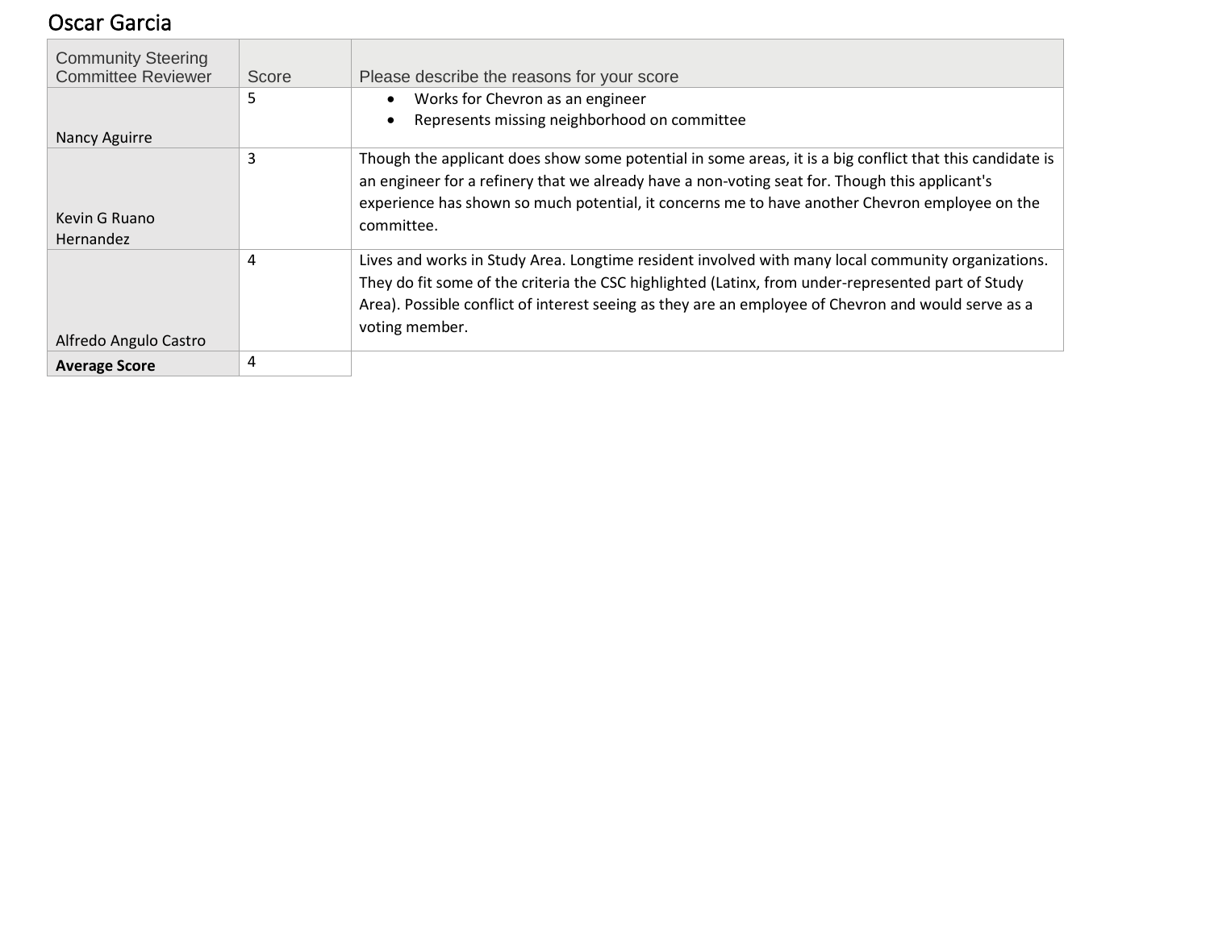## Oscar Garcia

| Community Steering Committee Reviewer | Score | Please describe the reasons for your score |
|---|---|---|
| Nancy Aguirre | 5 | • Works for Chevron as an engineer<br>• Represents missing neighborhood on committee |
| Kevin G Ruano Hernandez | 3 | Though the applicant does show some potential in some areas, it is a big conflict that this candidate is an engineer for a refinery that we already have a non-voting seat for. Though this applicant's experience has shown so much potential, it concerns me to have another Chevron employee on the committee. |
| Alfredo Angulo Castro | 4 | Lives and works in Study Area. Longtime resident involved with many local community organizations. They do fit some of the criteria the CSC highlighted (Latinx, from under-represented part of Study Area). Possible conflict of interest seeing as they are an employee of Chevron and would serve as a voting member. |
| **Average Score** | 4 | |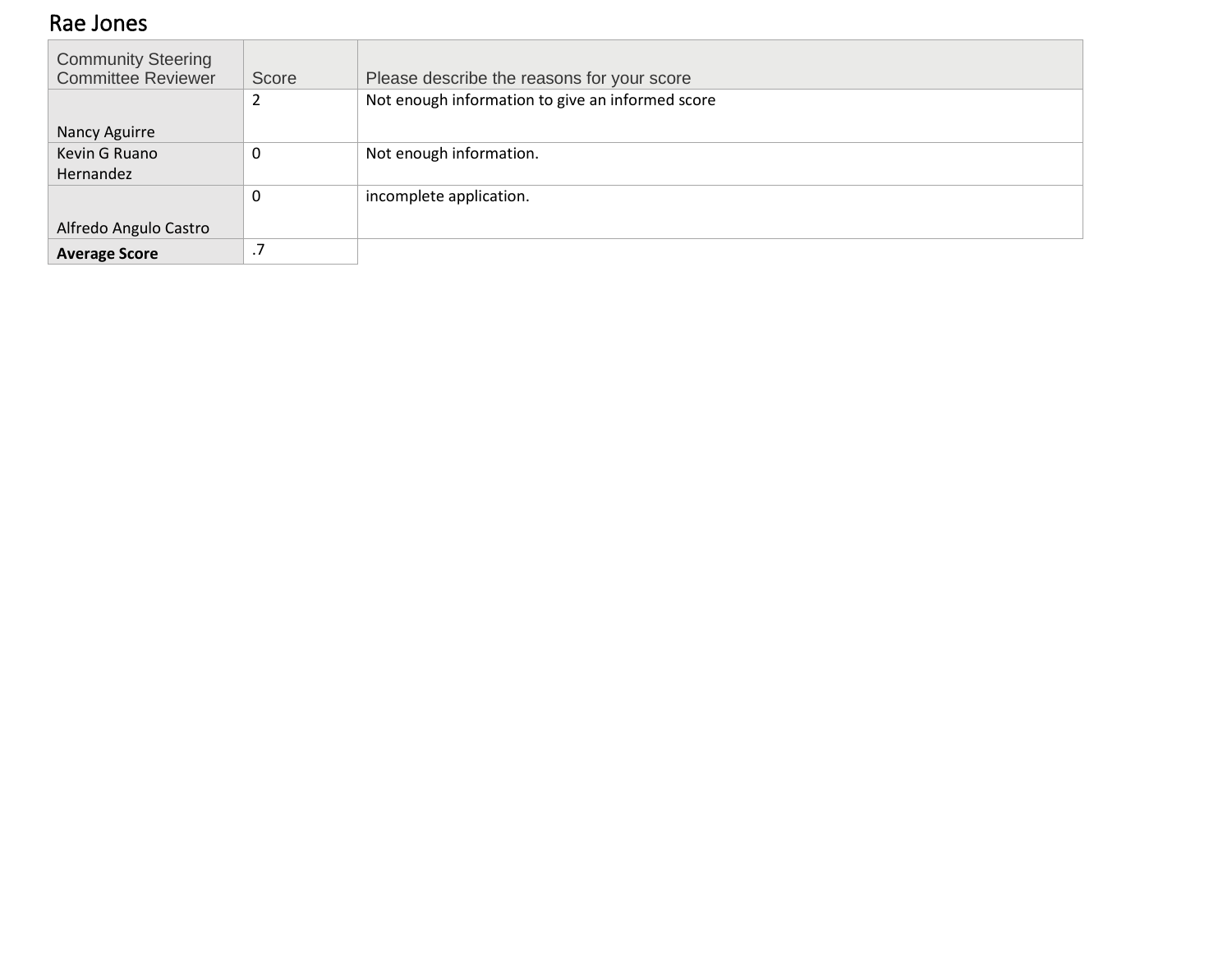## Rae Jones

| Community Steering Committee Reviewer | Score | Please describe the reasons for your score |
|---|---|---|
| Nancy Aguirre | 2 | Not enough information to give an informed score |
| Kevin G Ruano Hernandez | 0 | Not enough information. |
| Alfredo Angulo Castro | 0 | incomplete application. |
| **Average Score** | .7 | |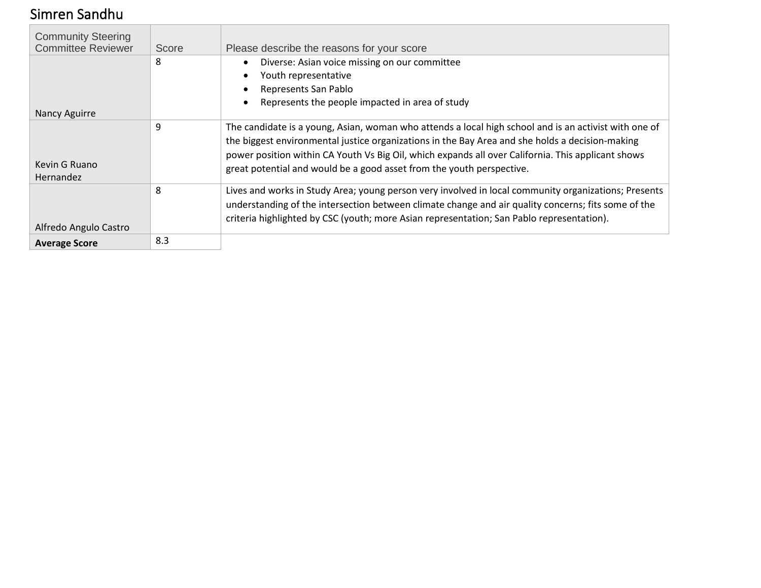# Simren Sandhu

| Community Steering Committee Reviewer | Score | Please describe the reasons for your score |
|---|---|---|
| Nancy Aguirre | 8 | • Diverse: Asian voice missing on our committee<br>• Youth representative<br>• Represents San Pablo<br>• Represents the people impacted in area of study |
| Kevin G Ruano Hernandez | 9 | The candidate is a young, Asian, woman who attends a local high school and is an activist with one of the biggest environmental justice organizations in the Bay Area and she holds a decision-making power position within CA Youth Vs Big Oil, which expands all over California. This applicant shows great potential and would be a good asset from the youth perspective. |
| Alfredo Angulo Castro | 8 | Lives and works in Study Area; young person very involved in local community organizations; Presents understanding of the intersection between climate change and air quality concerns; fits some of the criteria highlighted by CSC (youth; more Asian representation; San Pablo representation). |
| **Average Score** | 8.3 | |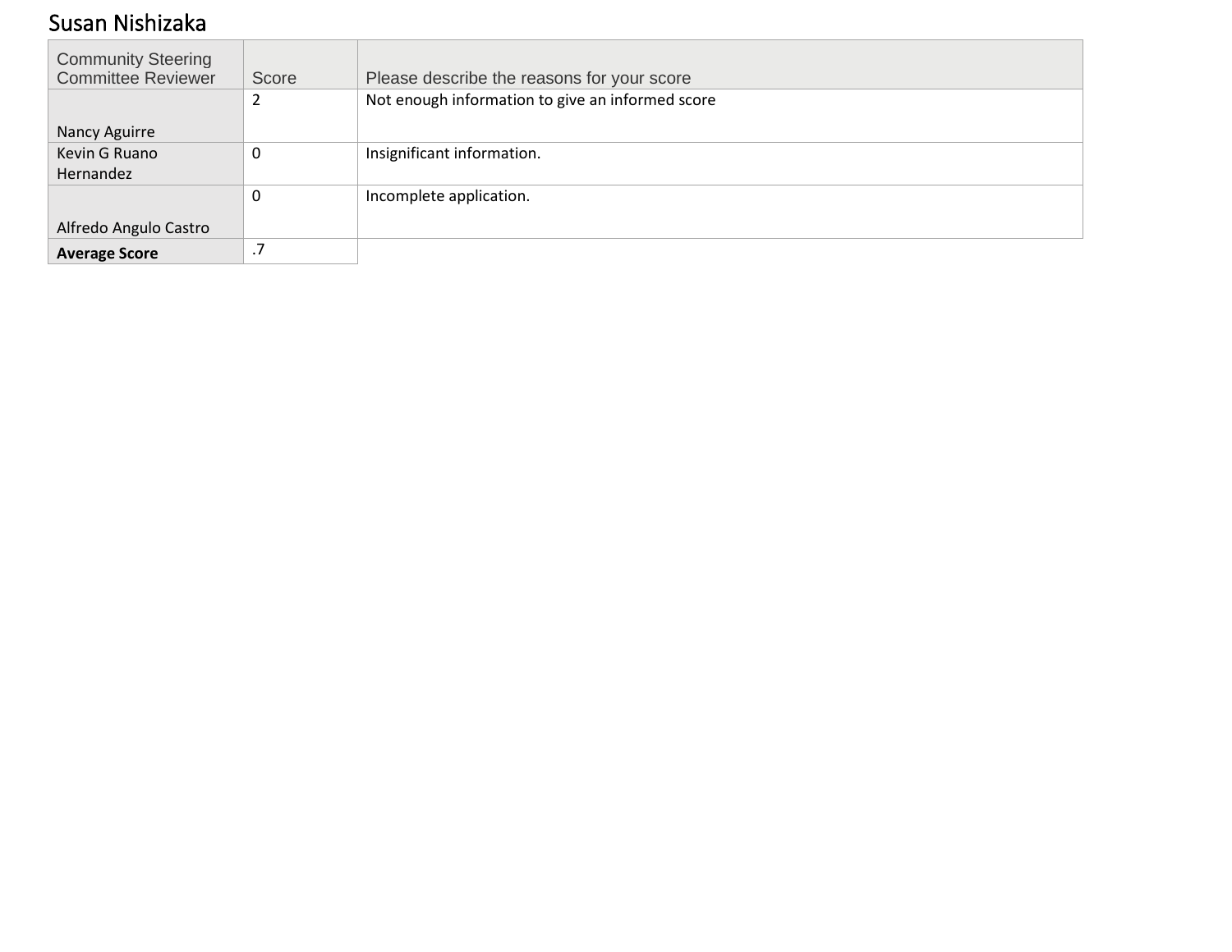# Susan Nishizaka

| Community Steering Committee Reviewer | Score | Please describe the reasons for your score |
|---|---|---|
| Nancy Aguirre | 2 | Not enough information to give an informed score |
| Kevin G Ruano Hernandez | 0 | Insignificant information. |
| Alfredo Angulo Castro | 0 | Incomplete application. |
| **Average Score** | .7 | |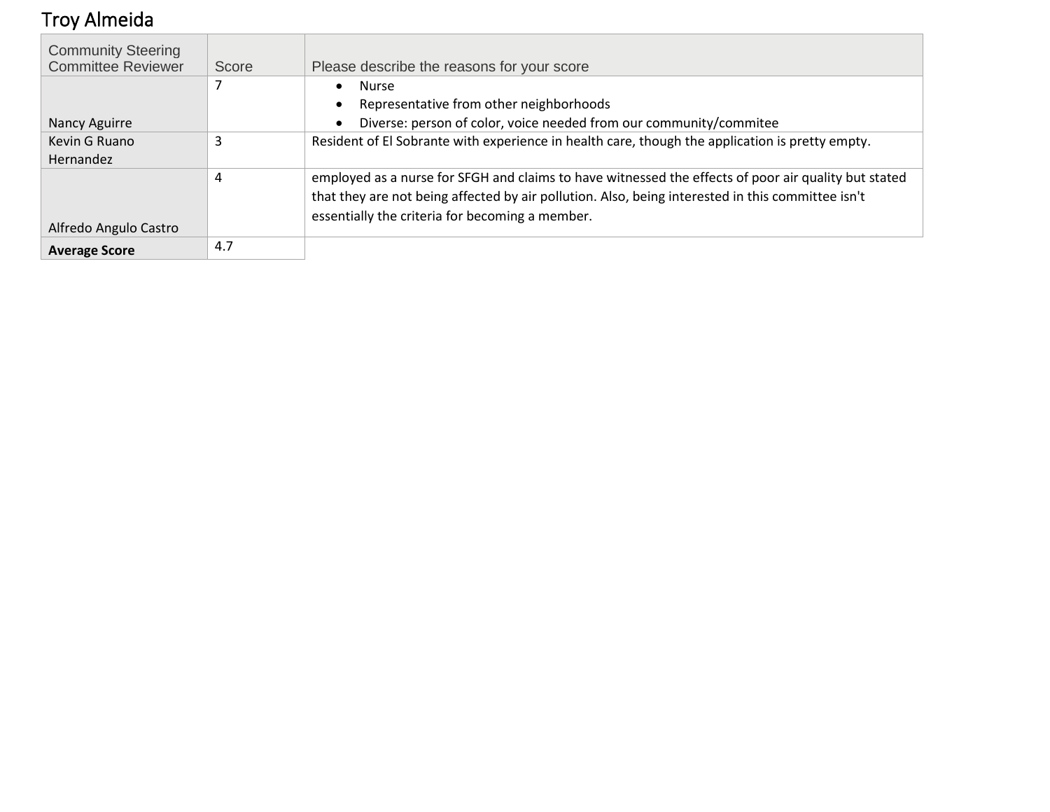## Troy Almeida

| Community Steering Committee Reviewer | Score | Please describe the reasons for your score |
|---|---|---|
| Nancy Aguirre | 7 | • Nurse<br>• Representative from other neighborhoods<br>• Diverse: person of color, voice needed from our community/commitee |
| Kevin G Ruano Hernandez | 3 | Resident of El Sobrante with experience in health care, though the application is pretty empty. |
| Alfredo Angulo Castro | 4 | employed as a nurse for SFGH and claims to have witnessed the effects of poor air quality but stated that they are not being affected by air pollution. Also, being interested in this committee isn't essentially the criteria for becoming a member. |
| **Average Score** | 4.7 | |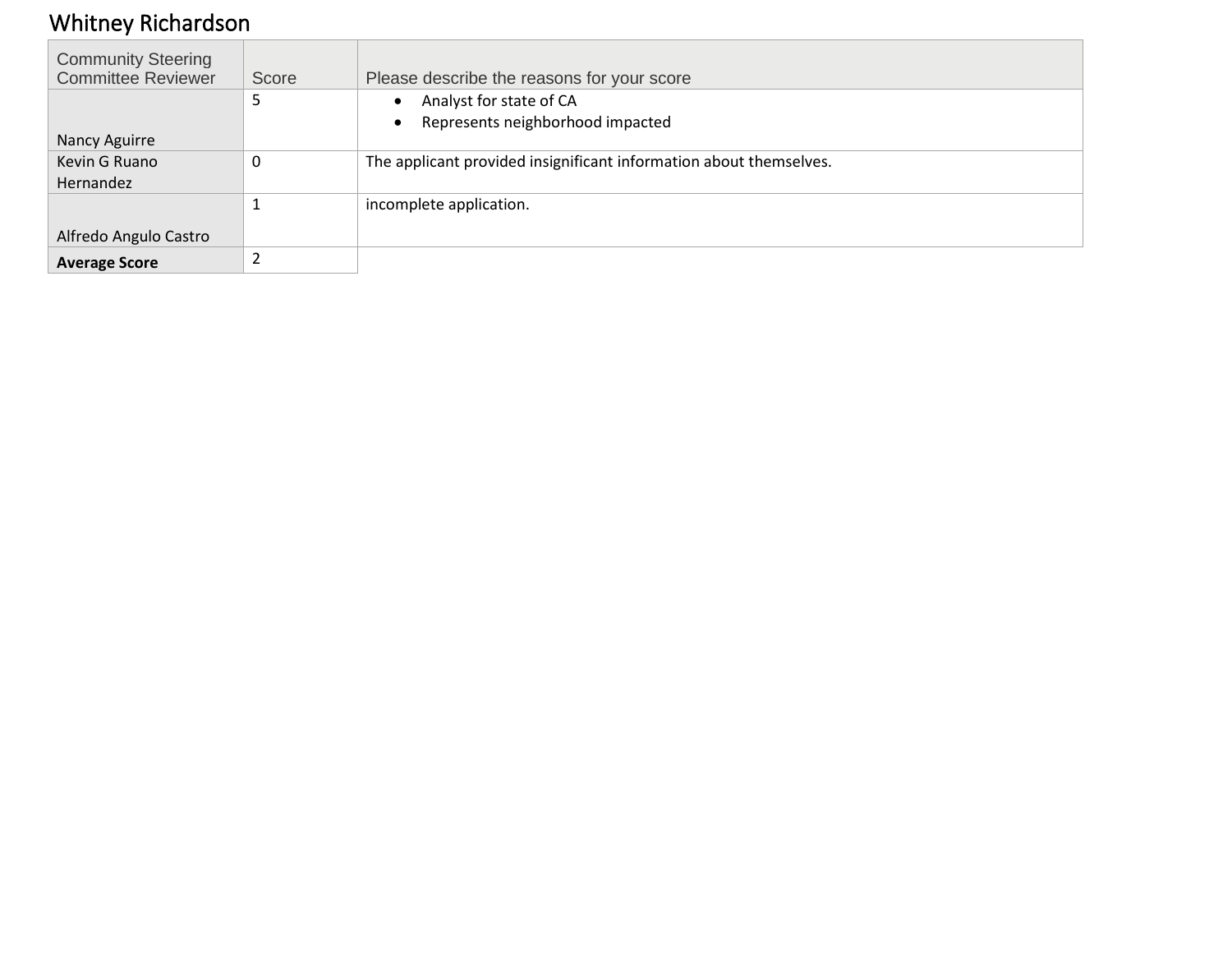# Whitney Richardson

| Community Steering Committee Reviewer | Score | Please describe the reasons for your score |
|---|---|---|
| Nancy Aguirre | 5 | • Analyst for state of CA<br>• Represents neighborhood impacted |
| Kevin G Ruano Hernandez | 0 | The applicant provided insignificant information about themselves. |
| Alfredo Angulo Castro | 1 | incomplete application. |
| **Average Score** | 2 | |